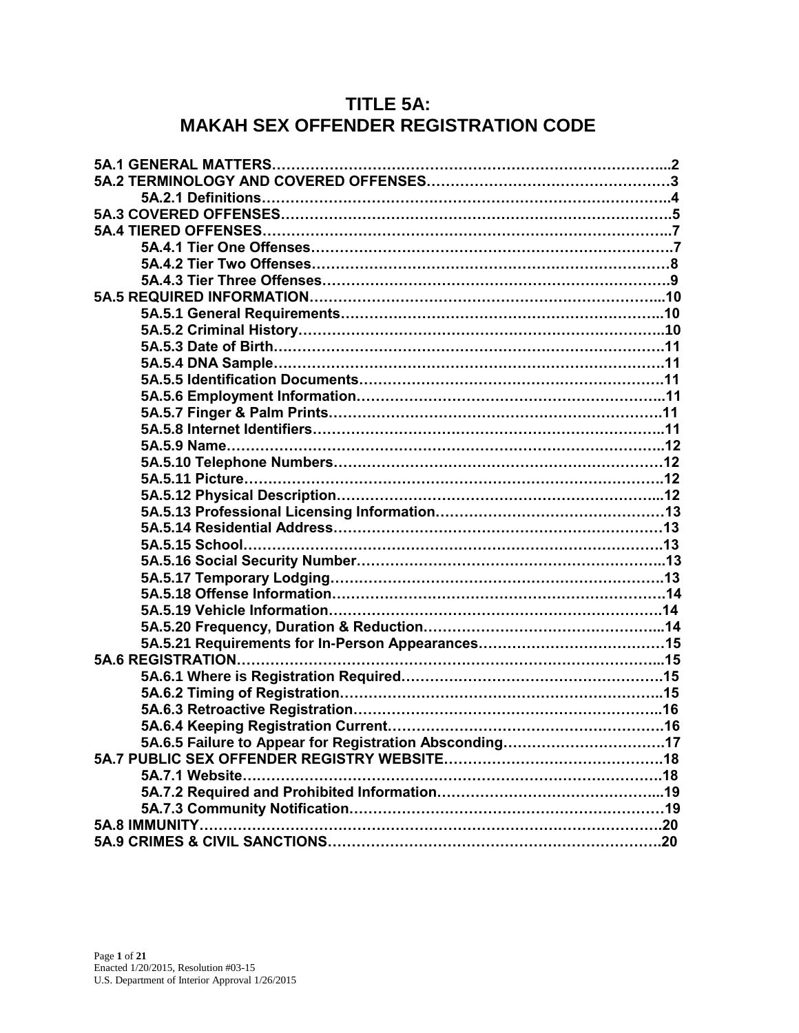# TITLE 5A:
# MAKAH SEX OFFENDER REGISTRATION CODE

**5A.1 GENERAL MATTERS……………………………………………………………………...2**
**5A.2 TERMINOLOGY AND COVERED OFFENSES……………………………………………3**
  **5A.2.1 Definitions…………………………………………………………………………..4**
**5A.3 COVERED OFFENSES………………………………………………………………………5**
**5A.4 TIERED OFFENSES…………………………………………………………………………..7**
  **5A.4.1 Tier One Offenses…………………………………………………………………7**
  **5A.4.2 Tier Two Offenses…………………………………………………………………8**
  **5A.4.3 Tier Three Offenses………………………………………………………………9**
**5A.5 REQUIRED INFORMATION……………………………………………………………...10**
  **5A.5.1 General Requirements…………………………………………………………..10**
  **5A.5.2 Criminal History…………………………………………………………………..10**
  **5A.5.3 Date of Birth………………………………………………………………………..11**
  **5A.5.4 DNA Sample………………………………………………………………………..11**
  **5A.5.5 Identification Documents……………………………………………………….11**
  **5A.5.6 Employment Information………………………………………………………..11**
  **5A.5.7 Finger & Palm Prints…………………………………………………………….11**
  **5A.5.8 Internet Identifiers………………………………………………………………..11**
  **5A.5.9 Name…………………………………………………………………………………12**
  **5A.5.10 Telephone Numbers……………………………………………………………12**
  **5A.5.11 Picture……………………………………………………………………………..12**
  **5A.5.12 Physical Description…………………………………………………………...12**
  **5A.5.13 Professional Licensing Information………………………………………..13**
  **5A.5.14 Residential Address……………………………………………………………13**
  **5A.5.15 School……………………………………………………………………………..13**
  **5A.5.16 Social Security Number……………………………………………………….13**
  **5A.5.17 Temporary Lodging…………………………………………………………….13**
  **5A.5.18 Offense Information…………………………………………………………….14**
  **5A.5.19 Vehicle Information…………………………………………………………….14**
  **5A.5.20 Frequency, Duration & Reduction…………………………………………...14**
  **5A.5.21 Requirements for In-Person Appearances……………………………….15**
**5A.6 REGISTRATION……………………………………………………………………………...15**
  **5A.6.1 Where is Registration Required…………………………………………….15**
  **5A.6.2 Timing of Registration…………………………………………………………..15**
  **5A.6.3 Retroactive Registration………………………………………………………..16**
  **5A.6.4 Keeping Registration Current…………………………………………………16**
  **5A.6.5 Failure to Appear for Registration Absconding…………………………17**
**5A.7 PUBLIC SEX OFFENDER REGISTRY WEBSITE…………………………………….18**
  **5A.7.1 Website……………………………………………………………………………..18**
  **5A.7.2 Required and Prohibited Information……………………………………...19**
  **5A.7.3 Community Notification………………………………………………………..19**
**5A.8 IMMUNITY……………………………………………………………………………………..20**
**5A.9 CRIMES & CIVIL SANCTIONS……………………………………………………………20**

Enacted 1/20/2015, Resolution #03-15
U.S. Department of Interior Approval 1/26/2015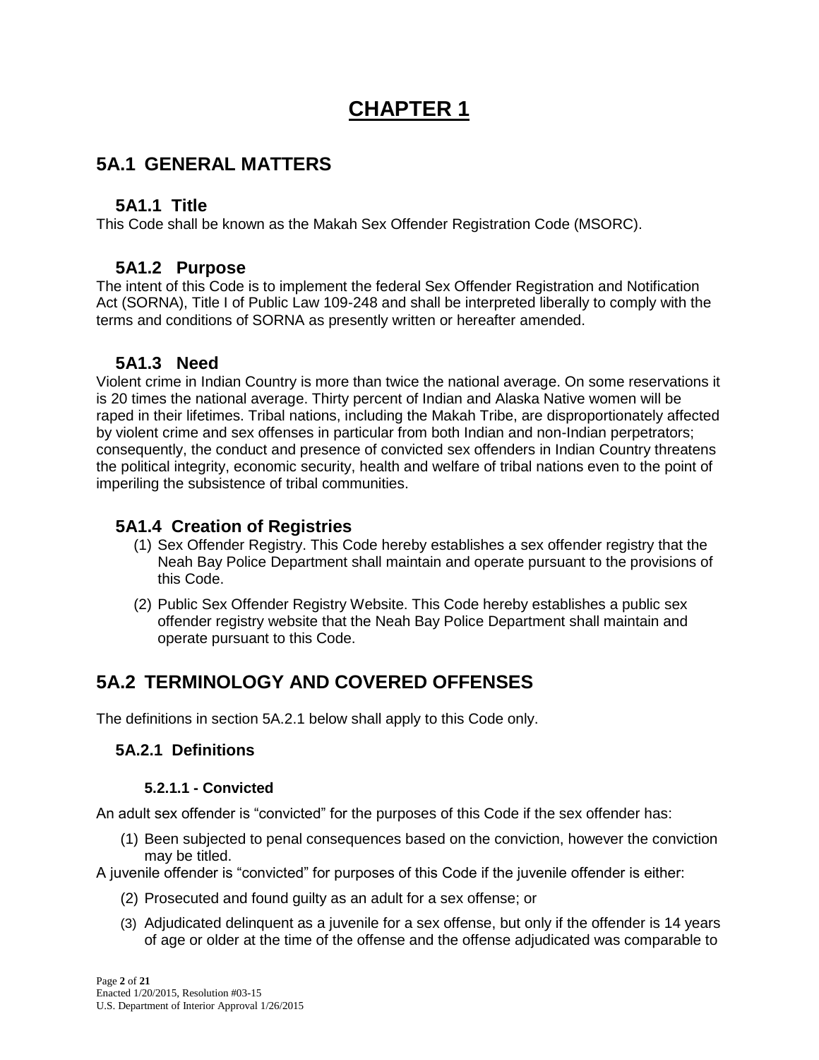# CHAPTER 1

## 5A.1 GENERAL MATTERS

### 5A1.1 Title

This Code shall be known as the Makah Sex Offender Registration Code (MSORC).

### 5A1.2 Purpose

The intent of this Code is to implement the federal Sex Offender Registration and Notification Act (SORNA), Title I of Public Law 109-248 and shall be interpreted liberally to comply with the terms and conditions of SORNA as presently written or hereafter amended.

### 5A1.3 Need

Violent crime in Indian Country is more than twice the national average. On some reservations it is 20 times the national average. Thirty percent of Indian and Alaska Native women will be raped in their lifetimes. Tribal nations, including the Makah Tribe, are disproportionately affected by violent crime and sex offenses in particular from both Indian and non-Indian perpetrators; consequently, the conduct and presence of convicted sex offenders in Indian Country threatens the political integrity, economic security, health and welfare of tribal nations even to the point of imperiling the subsistence of tribal communities.

### 5A1.4 Creation of Registries

(1) Sex Offender Registry. This Code hereby establishes a sex offender registry that the Neah Bay Police Department shall maintain and operate pursuant to the provisions of this Code.

(2) Public Sex Offender Registry Website. This Code hereby establishes a public sex offender registry website that the Neah Bay Police Department shall maintain and operate pursuant to this Code.

## 5A.2 TERMINOLOGY AND COVERED OFFENSES

The definitions in section 5A.2.1 below shall apply to this Code only.

### 5A.2.1 Definitions

#### 5.2.1.1 - Convicted

An adult sex offender is "convicted" for the purposes of this Code if the sex offender has:

(1) Been subjected to penal consequences based on the conviction, however the conviction may be titled.

A juvenile offender is "convicted" for purposes of this Code if the juvenile offender is either:

(2) Prosecuted and found guilty as an adult for a sex offense; or

(3) Adjudicated delinquent as a juvenile for a sex offense, but only if the offender is 14 years of age or older at the time of the offense and the offense adjudicated was comparable to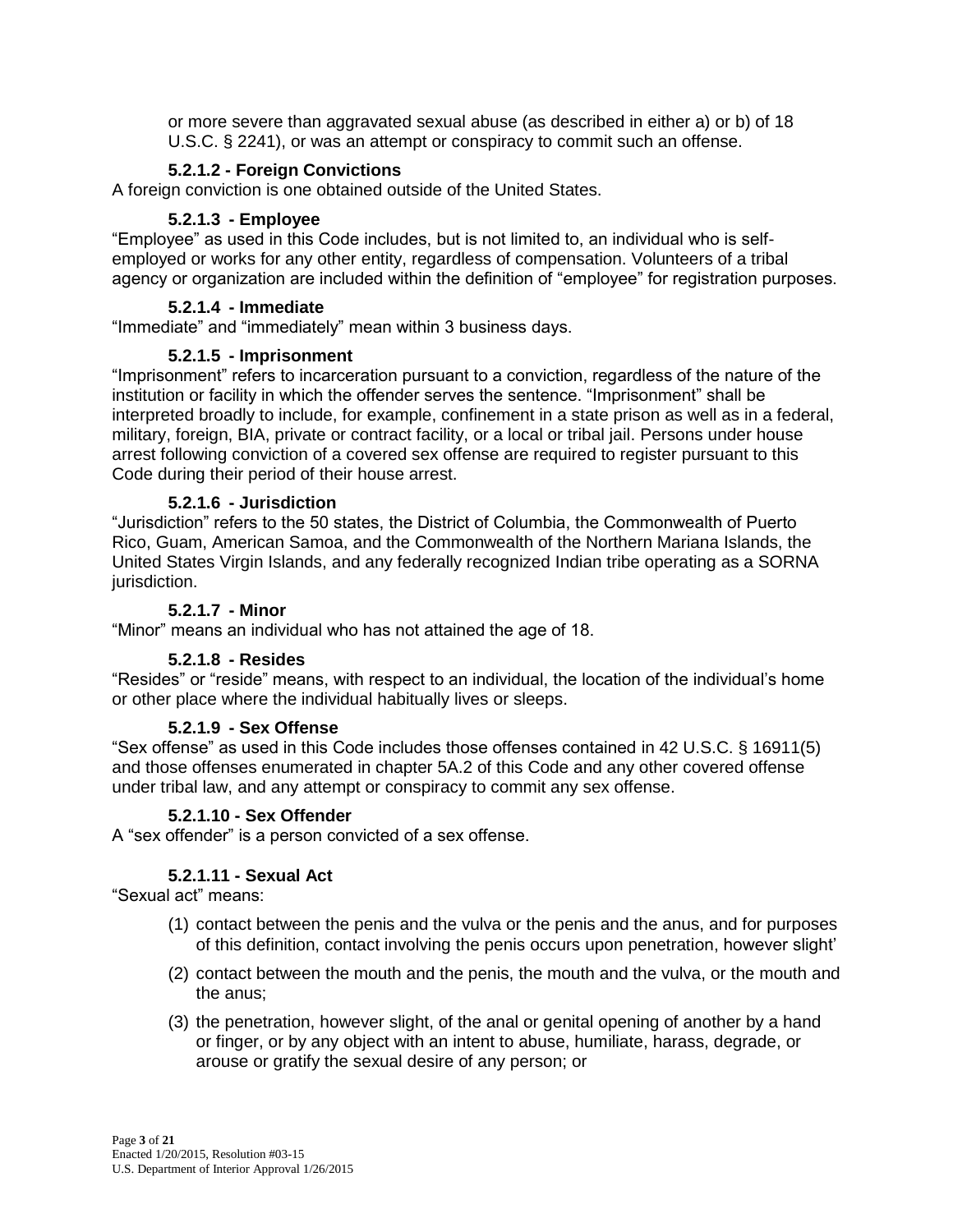or more severe than aggravated sexual abuse (as described in either a) or b) of 18 U.S.C. § 2241), or was an attempt or conspiracy to commit such an offense.

#### 5.2.1.2 - Foreign Convictions

A foreign conviction is one obtained outside of the United States.

#### 5.2.1.3 - Employee

"Employee" as used in this Code includes, but is not limited to, an individual who is self-employed or works for any other entity, regardless of compensation. Volunteers of a tribal agency or organization are included within the definition of "employee" for registration purposes.

#### 5.2.1.4 - Immediate

"Immediate" and "immediately" mean within 3 business days.

#### 5.2.1.5 - Imprisonment

"Imprisonment" refers to incarceration pursuant to a conviction, regardless of the nature of the institution or facility in which the offender serves the sentence. "Imprisonment" shall be interpreted broadly to include, for example, confinement in a state prison as well as in a federal, military, foreign, BIA, private or contract facility, or a local or tribal jail. Persons under house arrest following conviction of a covered sex offense are required to register pursuant to this Code during their period of their house arrest.

#### 5.2.1.6 - Jurisdiction

"Jurisdiction" refers to the 50 states, the District of Columbia, the Commonwealth of Puerto Rico, Guam, American Samoa, and the Commonwealth of the Northern Mariana Islands, the United States Virgin Islands, and any federally recognized Indian tribe operating as a SORNA jurisdiction.

#### 5.2.1.7 - Minor

"Minor" means an individual who has not attained the age of 18.

#### 5.2.1.8 - Resides

"Resides" or "reside" means, with respect to an individual, the location of the individual's home or other place where the individual habitually lives or sleeps.

#### 5.2.1.9 - Sex Offense

"Sex offense" as used in this Code includes those offenses contained in 42 U.S.C. § 16911(5) and those offenses enumerated in chapter 5A.2 of this Code and any other covered offense under tribal law, and any attempt or conspiracy to commit any sex offense.

#### 5.2.1.10 - Sex Offender

A "sex offender" is a person convicted of a sex offense.

#### 5.2.1.11 - Sexual Act

"Sexual act" means:

(1) contact between the penis and the vulva or the penis and the anus, and for purposes of this definition, contact involving the penis occurs upon penetration, however slight'

(2) contact between the mouth and the penis, the mouth and the vulva, or the mouth and the anus;

(3) the penetration, however slight, of the anal or genital opening of another by a hand or finger, or by any object with an intent to abuse, humiliate, harass, degrade, or arouse or gratify the sexual desire of any person; or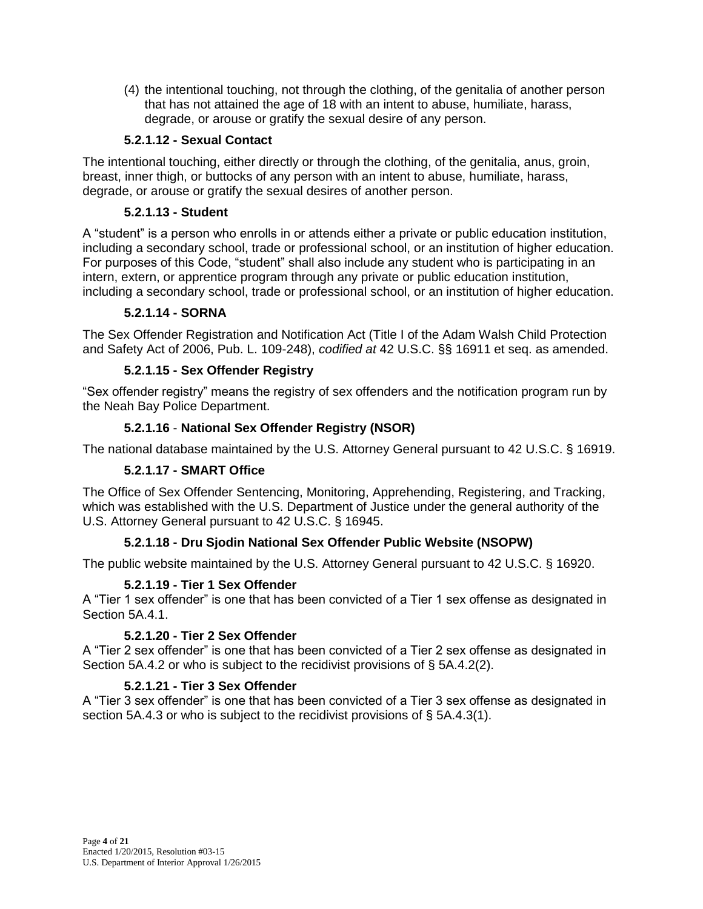(4) the intentional touching, not through the clothing, of the genitalia of another person that has not attained the age of 18 with an intent to abuse, humiliate, harass, degrade, or arouse or gratify the sexual desire of any person.

### 5.2.1.12 - Sexual Contact

The intentional touching, either directly or through the clothing, of the genitalia, anus, groin, breast, inner thigh, or buttocks of any person with an intent to abuse, humiliate, harass, degrade, or arouse or gratify the sexual desires of another person.

### 5.2.1.13 - Student

A "student" is a person who enrolls in or attends either a private or public education institution, including a secondary school, trade or professional school, or an institution of higher education. For purposes of this Code, "student" shall also include any student who is participating in an intern, extern, or apprentice program through any private or public education institution, including a secondary school, trade or professional school, or an institution of higher education.

### 5.2.1.14 - SORNA

The Sex Offender Registration and Notification Act (Title I of the Adam Walsh Child Protection and Safety Act of 2006, Pub. L. 109-248), *codified at* 42 U.S.C. §§ 16911 et seq. as amended.

### 5.2.1.15 - Sex Offender Registry

"Sex offender registry" means the registry of sex offenders and the notification program run by the Neah Bay Police Department.

### 5.2.1.16 - National Sex Offender Registry (NSOR)

The national database maintained by the U.S. Attorney General pursuant to 42 U.S.C. § 16919.

### 5.2.1.17 - SMART Office

The Office of Sex Offender Sentencing, Monitoring, Apprehending, Registering, and Tracking, which was established with the U.S. Department of Justice under the general authority of the U.S. Attorney General pursuant to 42 U.S.C. § 16945.

### 5.2.1.18 - Dru Sjodin National Sex Offender Public Website (NSOPW)

The public website maintained by the U.S. Attorney General pursuant to 42 U.S.C. § 16920.

### 5.2.1.19 - Tier 1 Sex Offender

A "Tier 1 sex offender" is one that has been convicted of a Tier 1 sex offense as designated in Section 5A.4.1.

### 5.2.1.20 - Tier 2 Sex Offender

A "Tier 2 sex offender" is one that has been convicted of a Tier 2 sex offense as designated in Section 5A.4.2 or who is subject to the recidivist provisions of § 5A.4.2(2).

### 5.2.1.21 - Tier 3 Sex Offender

A "Tier 3 sex offender" is one that has been convicted of a Tier 3 sex offense as designated in section 5A.4.3 or who is subject to the recidivist provisions of § 5A.4.3(1).

Enacted 1/20/2015, Resolution #03-15
U.S. Department of Interior Approval 1/26/2015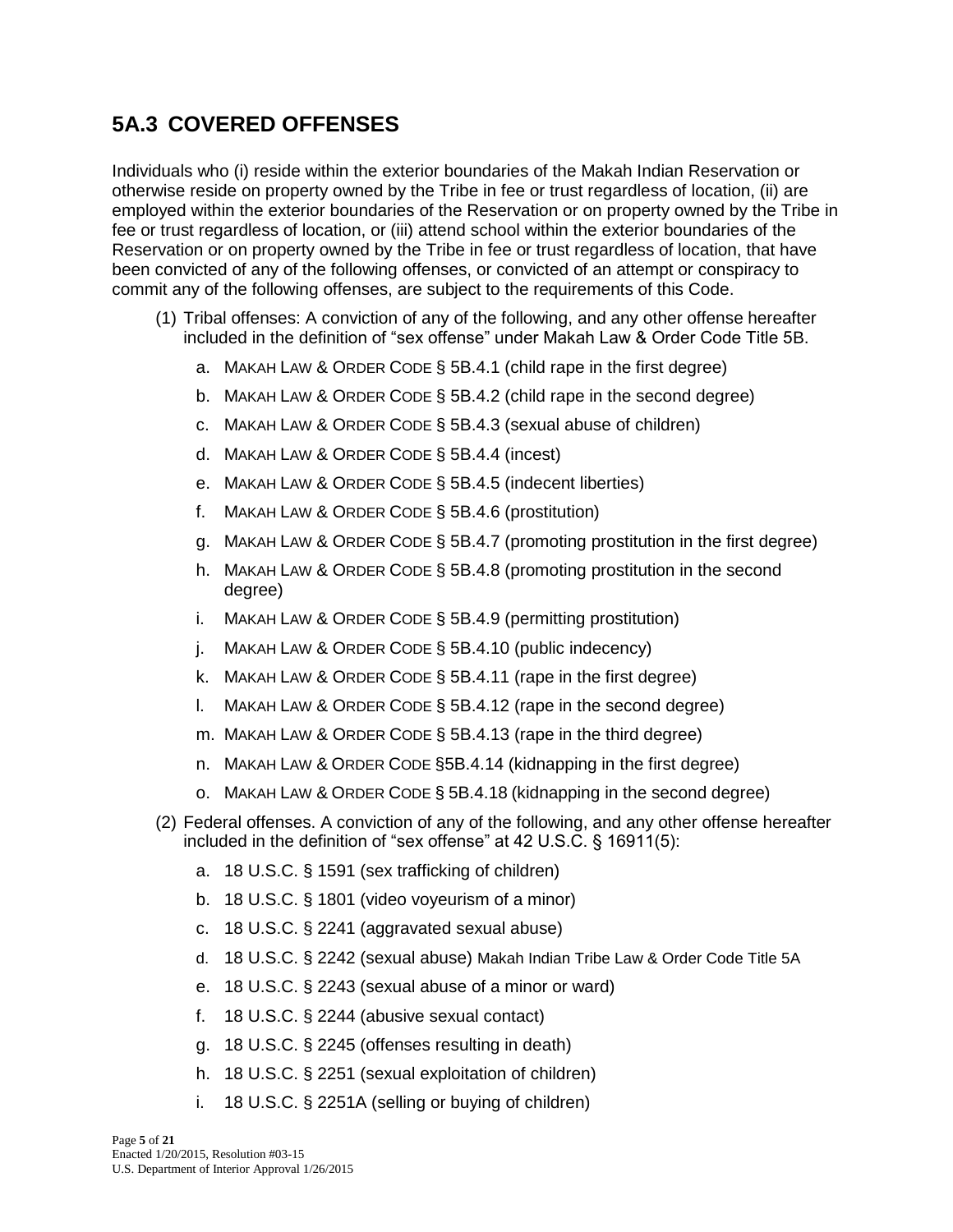## 5A.3 COVERED OFFENSES

Individuals who (i) reside within the exterior boundaries of the Makah Indian Reservation or otherwise reside on property owned by the Tribe in fee or trust regardless of location, (ii) are employed within the exterior boundaries of the Reservation or on property owned by the Tribe in fee or trust regardless of location, or (iii) attend school within the exterior boundaries of the Reservation or on property owned by the Tribe in fee or trust regardless of location, that have been convicted of any of the following offenses, or convicted of an attempt or conspiracy to commit any of the following offenses, are subject to the requirements of this Code.

(1) Tribal offenses: A conviction of any of the following, and any other offense hereafter included in the definition of "sex offense" under Makah Law & Order Code Title 5B.

a. MAKAH LAW & ORDER CODE § 5B.4.1 (child rape in the first degree)

b. MAKAH LAW & ORDER CODE § 5B.4.2 (child rape in the second degree)

c. MAKAH LAW & ORDER CODE § 5B.4.3 (sexual abuse of children)

d. MAKAH LAW & ORDER CODE § 5B.4.4 (incest)

e. MAKAH LAW & ORDER CODE § 5B.4.5 (indecent liberties)

f. MAKAH LAW & ORDER CODE § 5B.4.6 (prostitution)

g. MAKAH LAW & ORDER CODE § 5B.4.7 (promoting prostitution in the first degree)

h. MAKAH LAW & ORDER CODE § 5B.4.8 (promoting prostitution in the second degree)

i. MAKAH LAW & ORDER CODE § 5B.4.9 (permitting prostitution)

j. MAKAH LAW & ORDER CODE § 5B.4.10 (public indecency)

k. MAKAH LAW & ORDER CODE § 5B.4.11 (rape in the first degree)

l. MAKAH LAW & ORDER CODE § 5B.4.12 (rape in the second degree)

m. MAKAH LAW & ORDER CODE § 5B.4.13 (rape in the third degree)

n. MAKAH LAW & ORDER CODE §5B.4.14 (kidnapping in the first degree)

o. MAKAH LAW & ORDER CODE § 5B.4.18 (kidnapping in the second degree)

(2) Federal offenses. A conviction of any of the following, and any other offense hereafter included in the definition of "sex offense" at 42 U.S.C. § 16911(5):

a. 18 U.S.C. § 1591 (sex trafficking of children)

b. 18 U.S.C. § 1801 (video voyeurism of a minor)

c. 18 U.S.C. § 2241 (aggravated sexual abuse)

d. 18 U.S.C. § 2242 (sexual abuse)

e. 18 U.S.C. § 2243 (sexual abuse of a minor or ward)

f. 18 U.S.C. § 2244 (abusive sexual contact)

g. 18 U.S.C. § 2245 (offenses resulting in death)

h. 18 U.S.C. § 2251 (sexual exploitation of children)

i. 18 U.S.C. § 2251A (selling or buying of children)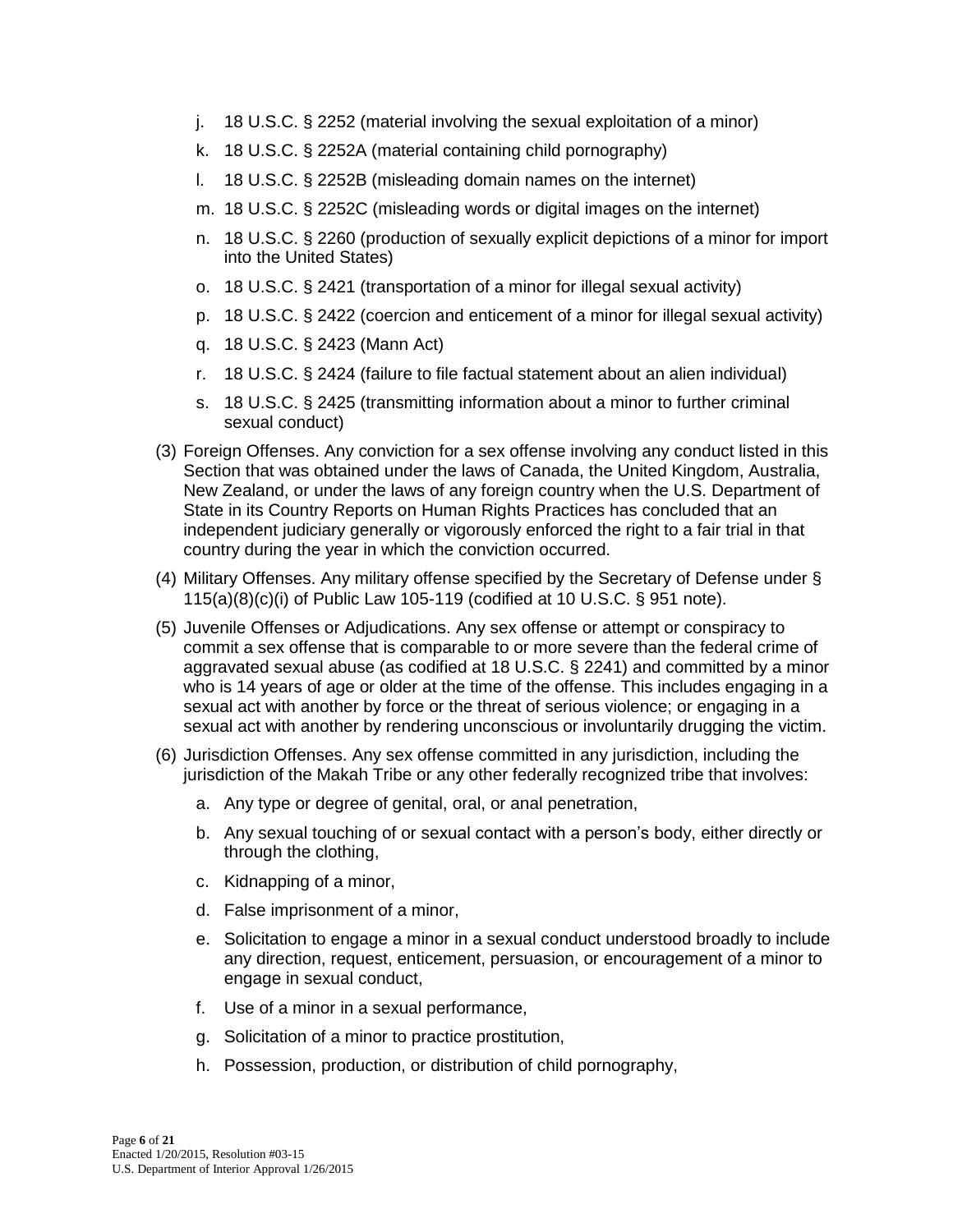j. 18 U.S.C. § 2252 (material involving the sexual exploitation of a minor)

k. 18 U.S.C. § 2252A (material containing child pornography)

l. 18 U.S.C. § 2252B (misleading domain names on the internet)

m. 18 U.S.C. § 2252C (misleading words or digital images on the internet)

n. 18 U.S.C. § 2260 (production of sexually explicit depictions of a minor for import into the United States)

o. 18 U.S.C. § 2421 (transportation of a minor for illegal sexual activity)

p. 18 U.S.C. § 2422 (coercion and enticement of a minor for illegal sexual activity)

q. 18 U.S.C. § 2423 (Mann Act)

r. 18 U.S.C. § 2424 (failure to file factual statement about an alien individual)

s. 18 U.S.C. § 2425 (transmitting information about a minor to further criminal sexual conduct)

(3) Foreign Offenses. Any conviction for a sex offense involving any conduct listed in this Section that was obtained under the laws of Canada, the United Kingdom, Australia, New Zealand, or under the laws of any foreign country when the U.S. Department of State in its Country Reports on Human Rights Practices has concluded that an independent judiciary generally or vigorously enforced the right to a fair trial in that country during the year in which the conviction occurred.

(4) Military Offenses. Any military offense specified by the Secretary of Defense under § 115(a)(8)(c)(i) of Public Law 105-119 (codified at 10 U.S.C. § 951 note).

(5) Juvenile Offenses or Adjudications. Any sex offense or attempt or conspiracy to commit a sex offense that is comparable to or more severe than the federal crime of aggravated sexual abuse (as codified at 18 U.S.C. § 2241) and committed by a minor who is 14 years of age or older at the time of the offense. This includes engaging in a sexual act with another by force or the threat of serious violence; or engaging in a sexual act with another by rendering unconscious or involuntarily drugging the victim.

(6) Jurisdiction Offenses. Any sex offense committed in any jurisdiction, including the jurisdiction of the Makah Tribe or any other federally recognized tribe that involves:

a. Any type or degree of genital, oral, or anal penetration,

b. Any sexual touching of or sexual contact with a person's body, either directly or through the clothing,

c. Kidnapping of a minor,

d. False imprisonment of a minor,

e. Solicitation to engage a minor in a sexual conduct understood broadly to include any direction, request, enticement, persuasion, or encouragement of a minor to engage in sexual conduct,

f. Use of a minor in a sexual performance,

g. Solicitation of a minor to practice prostitution,

h. Possession, production, or distribution of child pornography,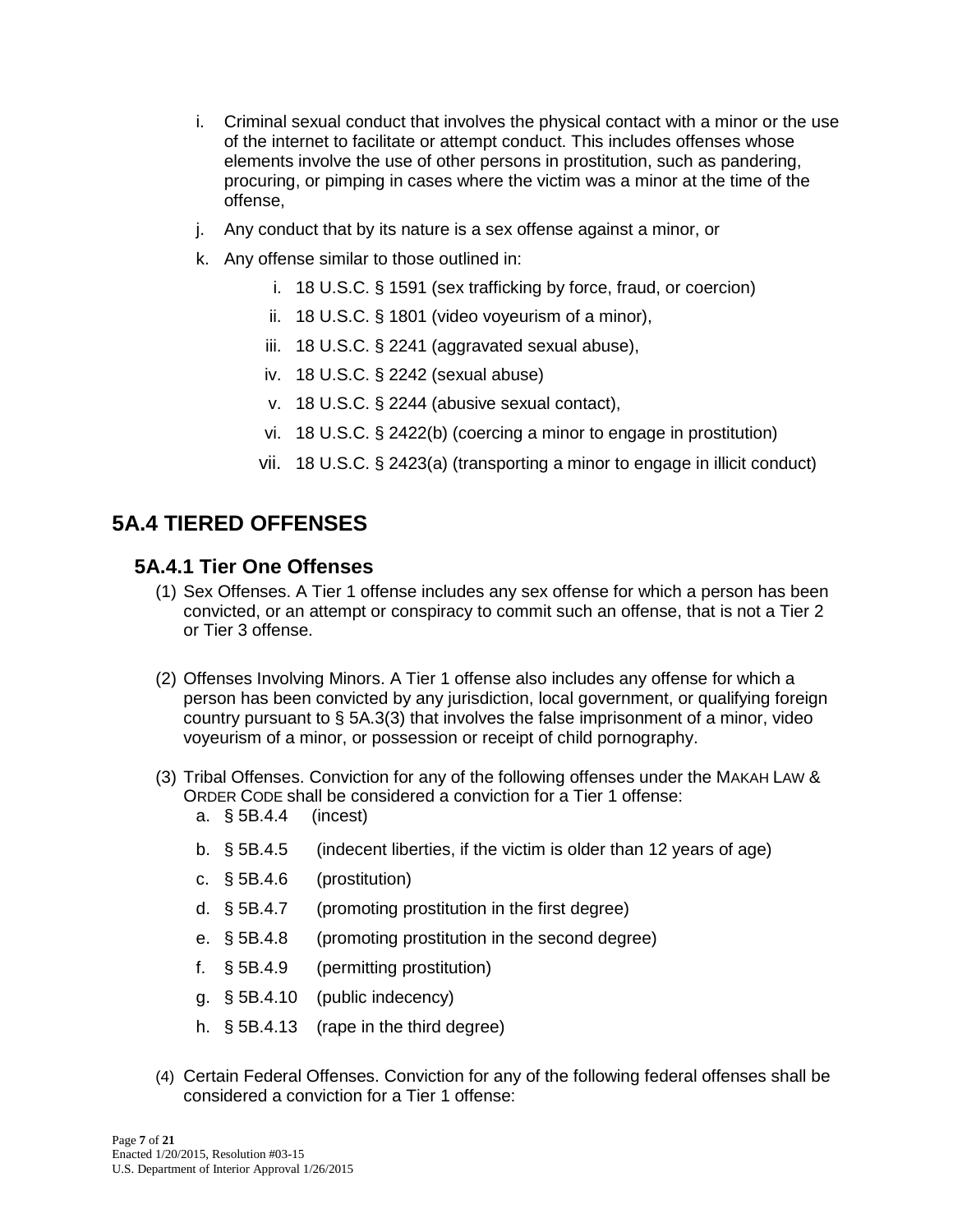i. Criminal sexual conduct that involves the physical contact with a minor or the use of the internet to facilitate or attempt conduct. This includes offenses whose elements involve the use of other persons in prostitution, such as pandering, procuring, or pimping in cases where the victim was a minor at the time of the offense,

j. Any conduct that by its nature is a sex offense against a minor, or

k. Any offense similar to those outlined in:

   i. 18 U.S.C. § 1591 (sex trafficking by force, fraud, or coercion)
   ii. 18 U.S.C. § 1801 (video voyeurism of a minor),
   iii. 18 U.S.C. § 2241 (aggravated sexual abuse),
   iv. 18 U.S.C. § 2242 (sexual abuse)
   v. 18 U.S.C. § 2244 (abusive sexual contact),
   vi. 18 U.S.C. § 2422(b) (coercing a minor to engage in prostitution)
   vii. 18 U.S.C. § 2423(a) (transporting a minor to engage in illicit conduct)

## 5A.4 TIERED OFFENSES

### 5A.4.1 Tier One Offenses

(1) Sex Offenses. A Tier 1 offense includes any sex offense for which a person has been convicted, or an attempt or conspiracy to commit such an offense, that is not a Tier 2 or Tier 3 offense.

(2) Offenses Involving Minors. A Tier 1 offense also includes any offense for which a person has been convicted by any jurisdiction, local government, or qualifying foreign country pursuant to § 5A.3(3) that involves the false imprisonment of a minor, video voyeurism of a minor, or possession or receipt of child pornography.

(3) Tribal Offenses. Conviction for any of the following offenses under the MAKAH LAW & ORDER CODE shall be considered a conviction for a Tier 1 offense:

   a. § 5B.4.4 (incest)
   b. § 5B.4.5 (indecent liberties, if the victim is older than 12 years of age)
   c. § 5B.4.6 (prostitution)
   d. § 5B.4.7 (promoting prostitution in the first degree)
   e. § 5B.4.8 (promoting prostitution in the second degree)
   f. § 5B.4.9 (permitting prostitution)
   g. § 5B.4.10 (public indecency)
   h. § 5B.4.13 (rape in the third degree)

(4) Certain Federal Offenses. Conviction for any of the following federal offenses shall be considered a conviction for a Tier 1 offense: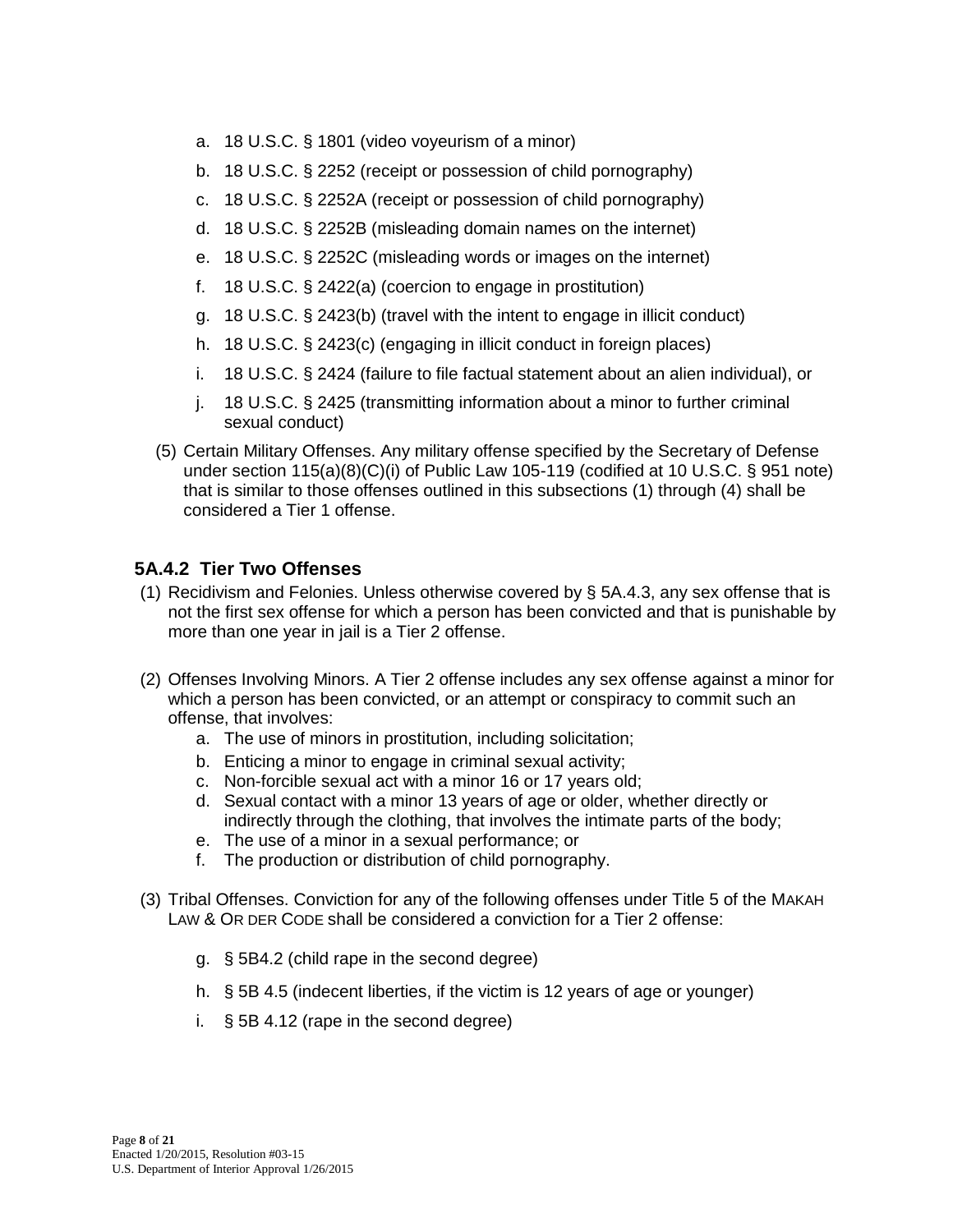a. 18 U.S.C. § 1801 (video voyeurism of a minor)
b. 18 U.S.C. § 2252 (receipt or possession of child pornography)
c. 18 U.S.C. § 2252A (receipt or possession of child pornography)
d. 18 U.S.C. § 2252B (misleading domain names on the internet)
e. 18 U.S.C. § 2252C (misleading words or images on the internet)
f. 18 U.S.C. § 2422(a) (coercion to engage in prostitution)
g. 18 U.S.C. § 2423(b) (travel with the intent to engage in illicit conduct)
h. 18 U.S.C. § 2423(c) (engaging in illicit conduct in foreign places)
i. 18 U.S.C. § 2424 (failure to file factual statement about an alien individual), or
j. 18 U.S.C. § 2425 (transmitting information about a minor to further criminal sexual conduct)

(5) Certain Military Offenses. Any military offense specified by the Secretary of Defense under section 115(a)(8)(C)(i) of Public Law 105-119 (codified at 10 U.S.C. § 951 note) that is similar to those offenses outlined in this subsections (1) through (4) shall be considered a Tier 1 offense.

### 5A.4.2 Tier Two Offenses

(1) Recidivism and Felonies. Unless otherwise covered by § 5A.4.3, any sex offense that is not the first sex offense for which a person has been convicted and that is punishable by more than one year in jail is a Tier 2 offense.

(2) Offenses Involving Minors. A Tier 2 offense includes any sex offense against a minor for which a person has been convicted, or an attempt or conspiracy to commit such an offense, that involves:

a. The use of minors in prostitution, including solicitation;
b. Enticing a minor to engage in criminal sexual activity;
c. Non-forcible sexual act with a minor 16 or 17 years old;
d. Sexual contact with a minor 13 years of age or older, whether directly or indirectly through the clothing, that involves the intimate parts of the body;
e. The use of a minor in a sexual performance; or
f. The production or distribution of child pornography.

(3) Tribal Offenses. Conviction for any of the following offenses under Title 5 of the MAKAH LAW & ORDER CODE shall be considered a conviction for a Tier 2 offense:

g. § 5B4.2 (child rape in the second degree)
h. § 5B 4.5 (indecent liberties, if the victim is 12 years of age or younger)
i. § 5B 4.12 (rape in the second degree)

Enacted 1/20/2015, Resolution #03-15
U.S. Department of Interior Approval 1/26/2015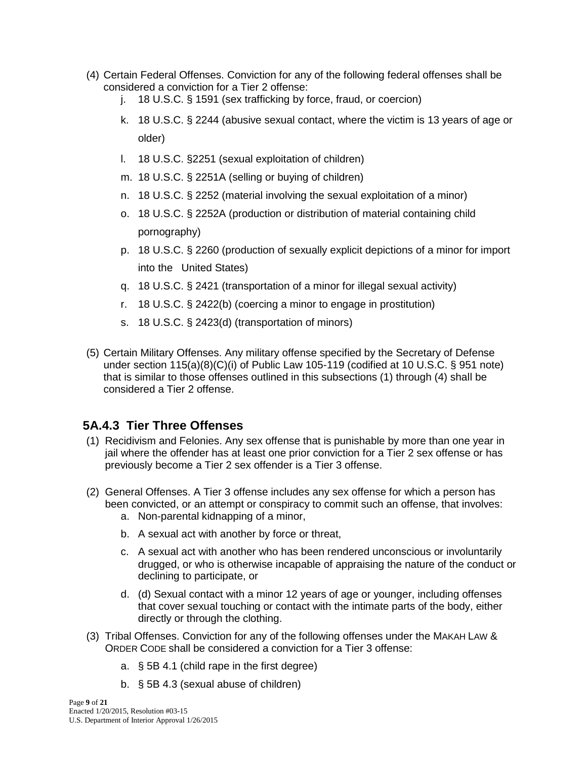(4) Certain Federal Offenses. Conviction for any of the following federal offenses shall be considered a conviction for a Tier 2 offense:

   j. 18 U.S.C. § 1591 (sex trafficking by force, fraud, or coercion)

   k. 18 U.S.C. § 2244 (abusive sexual contact, where the victim is 13 years of age or older)

   l. 18 U.S.C. §2251 (sexual exploitation of children)

   m. 18 U.S.C. § 2251A (selling or buying of children)

   n. 18 U.S.C. § 2252 (material involving the sexual exploitation of a minor)

   o. 18 U.S.C. § 2252A (production or distribution of material containing child pornography)

   p. 18 U.S.C. § 2260 (production of sexually explicit depictions of a minor for import into the United States)

   q. 18 U.S.C. § 2421 (transportation of a minor for illegal sexual activity)

   r. 18 U.S.C. § 2422(b) (coercing a minor to engage in prostitution)

   s. 18 U.S.C. § 2423(d) (transportation of minors)

(5) Certain Military Offenses. Any military offense specified by the Secretary of Defense under section 115(a)(8)(C)(i) of Public Law 105-119 (codified at 10 U.S.C. § 951 note) that is similar to those offenses outlined in this subsections (1) through (4) shall be considered a Tier 2 offense.

### 5A.4.3 Tier Three Offenses

(1) Recidivism and Felonies. Any sex offense that is punishable by more than one year in jail where the offender has at least one prior conviction for a Tier 2 sex offense or has previously become a Tier 2 sex offender is a Tier 3 offense.

(2) General Offenses. A Tier 3 offense includes any sex offense for which a person has been convicted, or an attempt or conspiracy to commit such an offense, that involves:

   a. Non-parental kidnapping of a minor,

   b. A sexual act with another by force or threat,

   c. A sexual act with another who has been rendered unconscious or involuntarily drugged, or who is otherwise incapable of appraising the nature of the conduct or declining to participate, or

   d. (d) Sexual contact with a minor 12 years of age or younger, including offenses that cover sexual touching or contact with the intimate parts of the body, either directly or through the clothing.

(3) Tribal Offenses. Conviction for any of the following offenses under the MAKAH LAW & ORDER CODE shall be considered a conviction for a Tier 3 offense:

   a. § 5B 4.1 (child rape in the first degree)

   b. § 5B 4.3 (sexual abuse of children)

Enacted 1/20/2015, Resolution #03-15
U.S. Department of Interior Approval 1/26/2015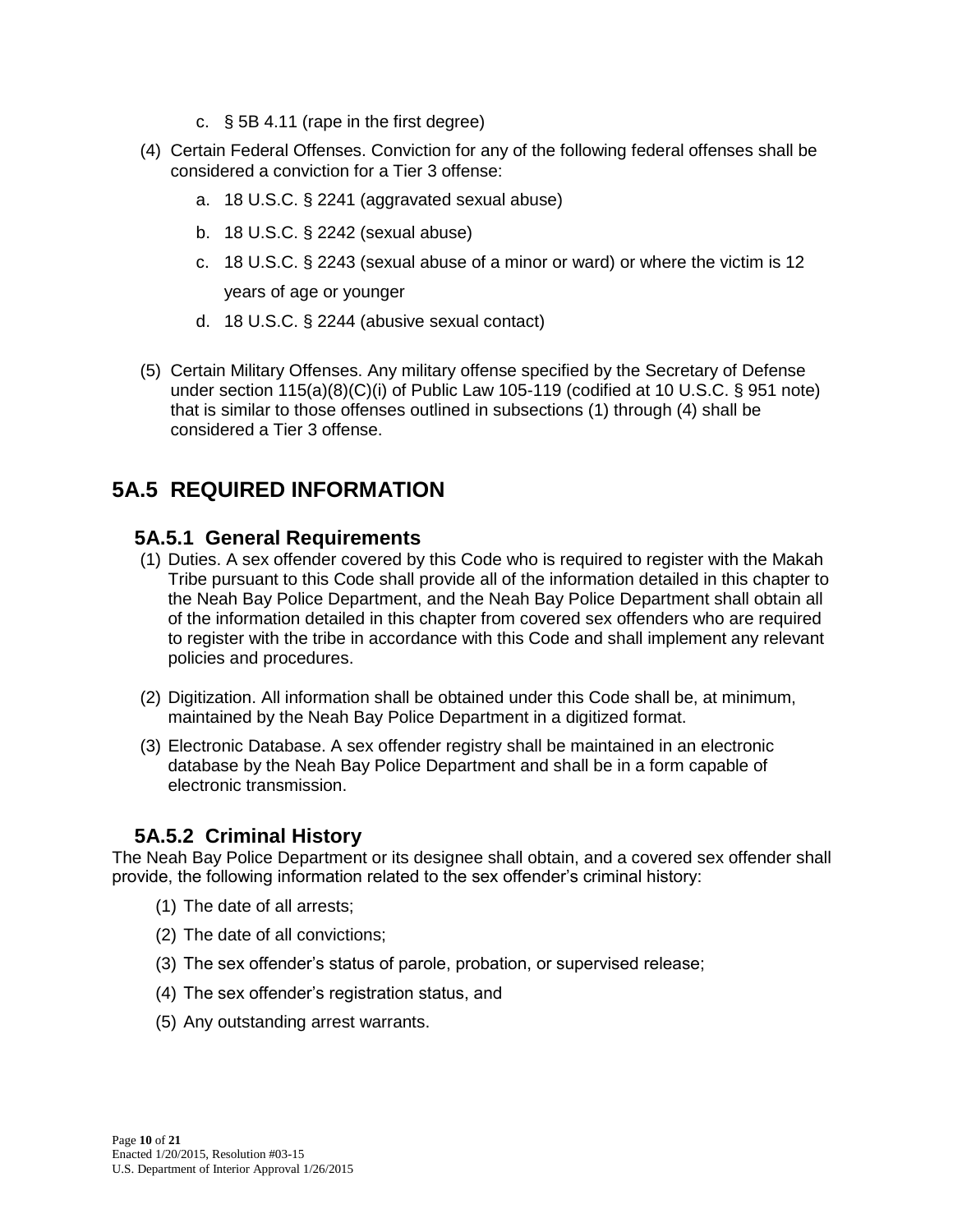c. § 5B 4.11 (rape in the first degree)

(4) Certain Federal Offenses. Conviction for any of the following federal offenses shall be considered a conviction for a Tier 3 offense:

a. 18 U.S.C. § 2241 (aggravated sexual abuse)

b. 18 U.S.C. § 2242 (sexual abuse)

c. 18 U.S.C. § 2243 (sexual abuse of a minor or ward) or where the victim is 12 years of age or younger

d. 18 U.S.C. § 2244 (abusive sexual contact)

(5) Certain Military Offenses. Any military offense specified by the Secretary of Defense under section 115(a)(8)(C)(i) of Public Law 105-119 (codified at 10 U.S.C. § 951 note) that is similar to those offenses outlined in subsections (1) through (4) shall be considered a Tier 3 offense.

# 5A.5 REQUIRED INFORMATION

## 5A.5.1 General Requirements

(1) Duties. A sex offender covered by this Code who is required to register with the Makah Tribe pursuant to this Code shall provide all of the information detailed in this chapter to the Neah Bay Police Department, and the Neah Bay Police Department shall obtain all of the information detailed in this chapter from covered sex offenders who are required to register with the tribe in accordance with this Code and shall implement any relevant policies and procedures.

(2) Digitization. All information shall be obtained under this Code shall be, at minimum, maintained by the Neah Bay Police Department in a digitized format.

(3) Electronic Database. A sex offender registry shall be maintained in an electronic database by the Neah Bay Police Department and shall be in a form capable of electronic transmission.

## 5A.5.2 Criminal History

The Neah Bay Police Department or its designee shall obtain, and a covered sex offender shall provide, the following information related to the sex offender's criminal history:

(1) The date of all arrests;

(2) The date of all convictions;

(3) The sex offender's status of parole, probation, or supervised release;

(4) The sex offender's registration status, and

(5) Any outstanding arrest warrants.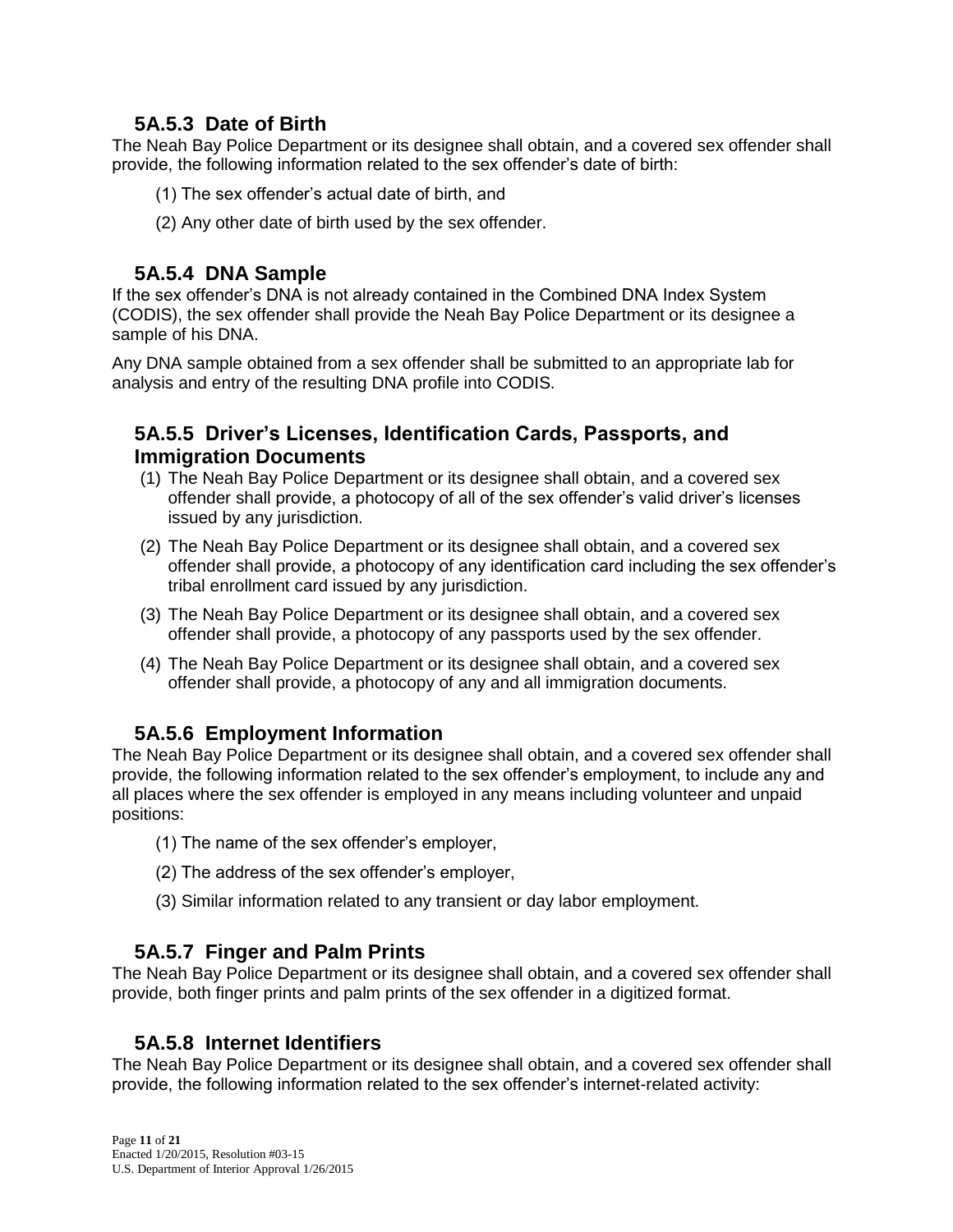### 5A.5.3 Date of Birth

The Neah Bay Police Department or its designee shall obtain, and a covered sex offender shall provide, the following information related to the sex offender's date of birth:

(1) The sex offender's actual date of birth, and

(2) Any other date of birth used by the sex offender.

### 5A.5.4 DNA Sample

If the sex offender's DNA is not already contained in the Combined DNA Index System (CODIS), the sex offender shall provide the Neah Bay Police Department or its designee a sample of his DNA.

Any DNA sample obtained from a sex offender shall be submitted to an appropriate lab for analysis and entry of the resulting DNA profile into CODIS.

### 5A.5.5 Driver's Licenses, Identification Cards, Passports, and Immigration Documents

(1) The Neah Bay Police Department or its designee shall obtain, and a covered sex offender shall provide, a photocopy of all of the sex offender's valid driver's licenses issued by any jurisdiction.

(2) The Neah Bay Police Department or its designee shall obtain, and a covered sex offender shall provide, a photocopy of any identification card including the sex offender's tribal enrollment card issued by any jurisdiction.

(3) The Neah Bay Police Department or its designee shall obtain, and a covered sex offender shall provide, a photocopy of any passports used by the sex offender.

(4) The Neah Bay Police Department or its designee shall obtain, and a covered sex offender shall provide, a photocopy of any and all immigration documents.

### 5A.5.6 Employment Information

The Neah Bay Police Department or its designee shall obtain, and a covered sex offender shall provide, the following information related to the sex offender's employment, to include any and all places where the sex offender is employed in any means including volunteer and unpaid positions:

(1) The name of the sex offender's employer,

(2) The address of the sex offender's employer,

(3) Similar information related to any transient or day labor employment.

### 5A.5.7 Finger and Palm Prints

The Neah Bay Police Department or its designee shall obtain, and a covered sex offender shall provide, both finger prints and palm prints of the sex offender in a digitized format.

### 5A.5.8 Internet Identifiers

The Neah Bay Police Department or its designee shall obtain, and a covered sex offender shall provide, the following information related to the sex offender's internet-related activity: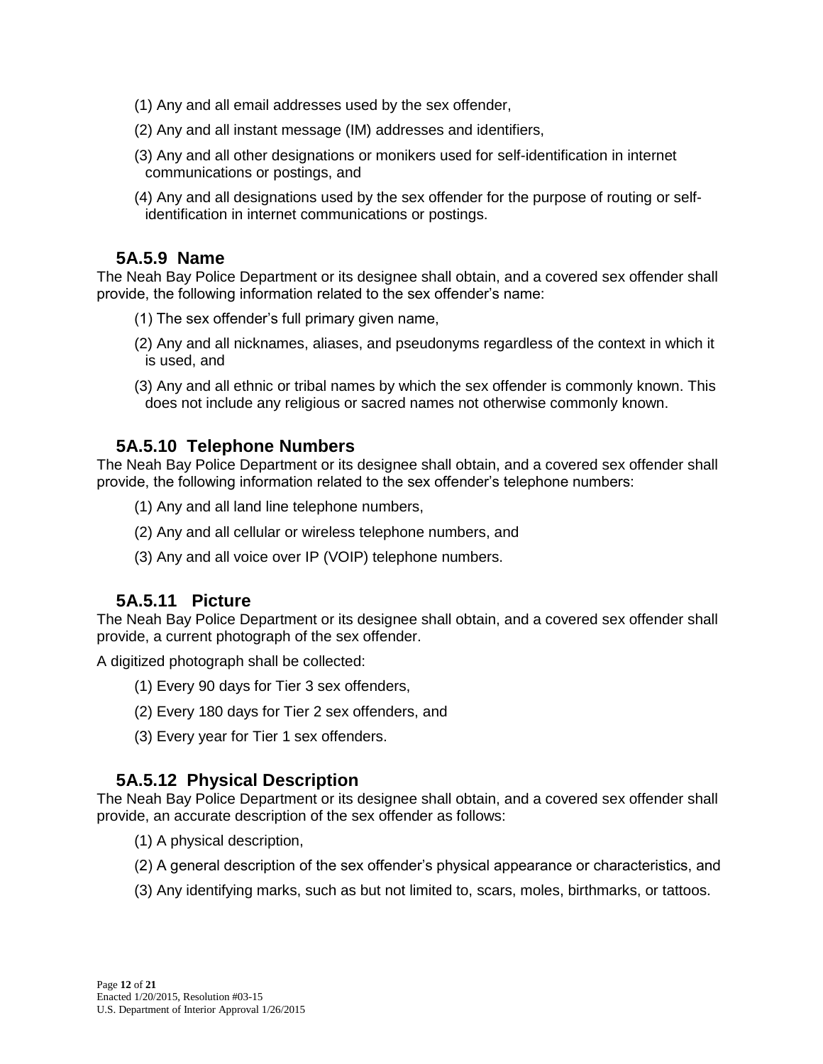(1) Any and all email addresses used by the sex offender,

(2) Any and all instant message (IM) addresses and identifiers,

(3) Any and all other designations or monikers used for self-identification in internet communications or postings, and

(4) Any and all designations used by the sex offender for the purpose of routing or self-identification in internet communications or postings.

### 5A.5.9 Name

The Neah Bay Police Department or its designee shall obtain, and a covered sex offender shall provide, the following information related to the sex offender's name:

(1) The sex offender's full primary given name,

(2) Any and all nicknames, aliases, and pseudonyms regardless of the context in which it is used, and

(3) Any and all ethnic or tribal names by which the sex offender is commonly known. This does not include any religious or sacred names not otherwise commonly known.

### 5A.5.10 Telephone Numbers

The Neah Bay Police Department or its designee shall obtain, and a covered sex offender shall provide, the following information related to the sex offender's telephone numbers:

(1) Any and all land line telephone numbers,

(2) Any and all cellular or wireless telephone numbers, and

(3) Any and all voice over IP (VOIP) telephone numbers.

### 5A.5.11 Picture

The Neah Bay Police Department or its designee shall obtain, and a covered sex offender shall provide, a current photograph of the sex offender.

A digitized photograph shall be collected:

(1) Every 90 days for Tier 3 sex offenders,

(2) Every 180 days for Tier 2 sex offenders, and

(3) Every year for Tier 1 sex offenders.

### 5A.5.12 Physical Description

The Neah Bay Police Department or its designee shall obtain, and a covered sex offender shall provide, an accurate description of the sex offender as follows:

(1) A physical description,

(2) A general description of the sex offender's physical appearance or characteristics, and

(3) Any identifying marks, such as but not limited to, scars, moles, birthmarks, or tattoos.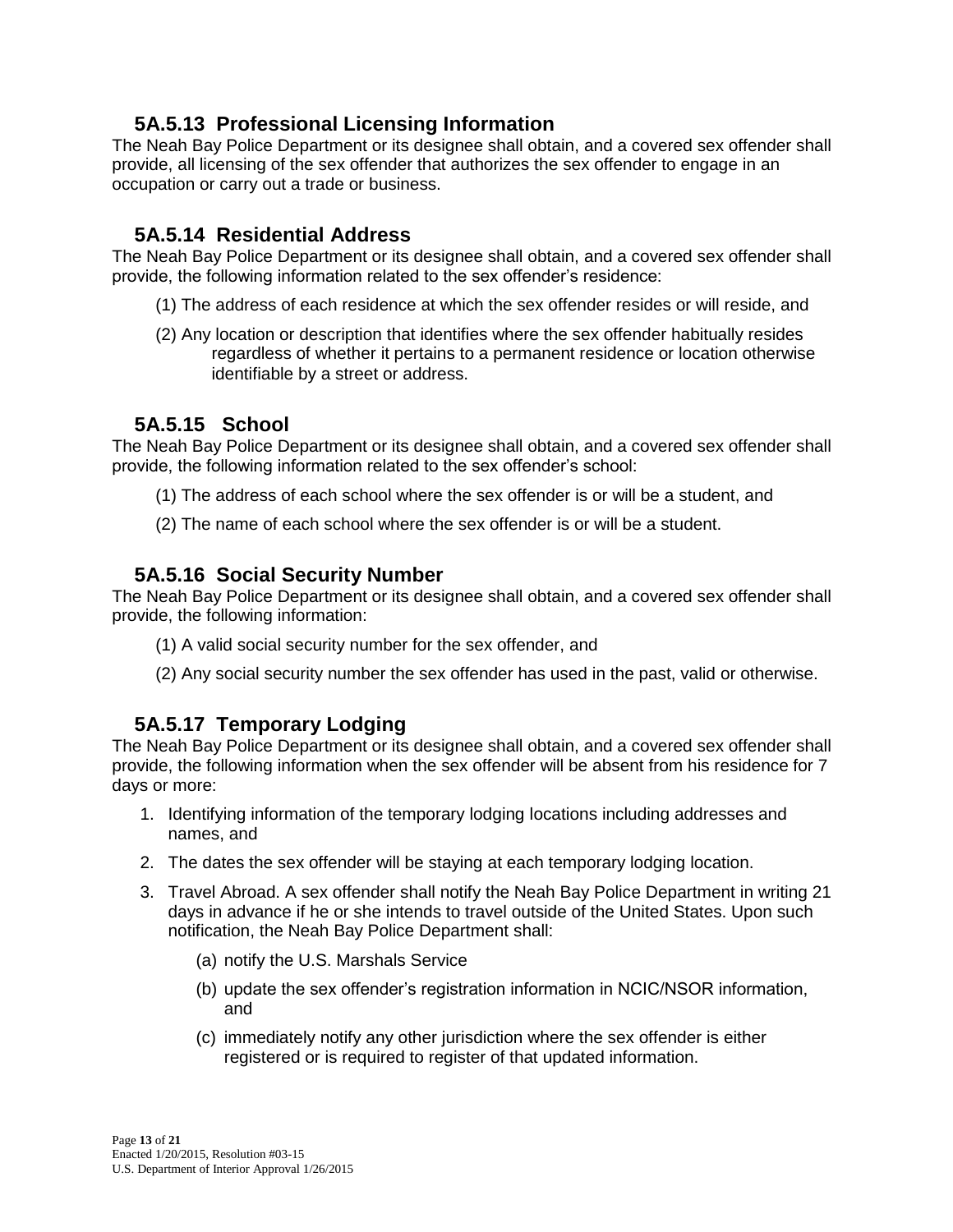### 5A.5.13 Professional Licensing Information

The Neah Bay Police Department or its designee shall obtain, and a covered sex offender shall provide, all licensing of the sex offender that authorizes the sex offender to engage in an occupation or carry out a trade or business.

### 5A.5.14 Residential Address

The Neah Bay Police Department or its designee shall obtain, and a covered sex offender shall provide, the following information related to the sex offender's residence:

(1) The address of each residence at which the sex offender resides or will reside, and

(2) Any location or description that identifies where the sex offender habitually resides regardless of whether it pertains to a permanent residence or location otherwise identifiable by a street or address.

### 5A.5.15 School

The Neah Bay Police Department or its designee shall obtain, and a covered sex offender shall provide, the following information related to the sex offender's school:

(1) The address of each school where the sex offender is or will be a student, and

(2) The name of each school where the sex offender is or will be a student.

### 5A.5.16 Social Security Number

The Neah Bay Police Department or its designee shall obtain, and a covered sex offender shall provide, the following information:

(1) A valid social security number for the sex offender, and

(2) Any social security number the sex offender has used in the past, valid or otherwise.

### 5A.5.17 Temporary Lodging

The Neah Bay Police Department or its designee shall obtain, and a covered sex offender shall provide, the following information when the sex offender will be absent from his residence for 7 days or more:

1. Identifying information of the temporary lodging locations including addresses and names, and
2. The dates the sex offender will be staying at each temporary lodging location.
3. Travel Abroad. A sex offender shall notify the Neah Bay Police Department in writing 21 days in advance if he or she intends to travel outside of the United States. Upon such notification, the Neah Bay Police Department shall:
   (a) notify the U.S. Marshals Service
   (b) update the sex offender's registration information in NCIC/NSOR information, and
   (c) immediately notify any other jurisdiction where the sex offender is either registered or is required to register of that updated information.

Enacted 1/20/2015, Resolution #03-15
U.S. Department of Interior Approval 1/26/2015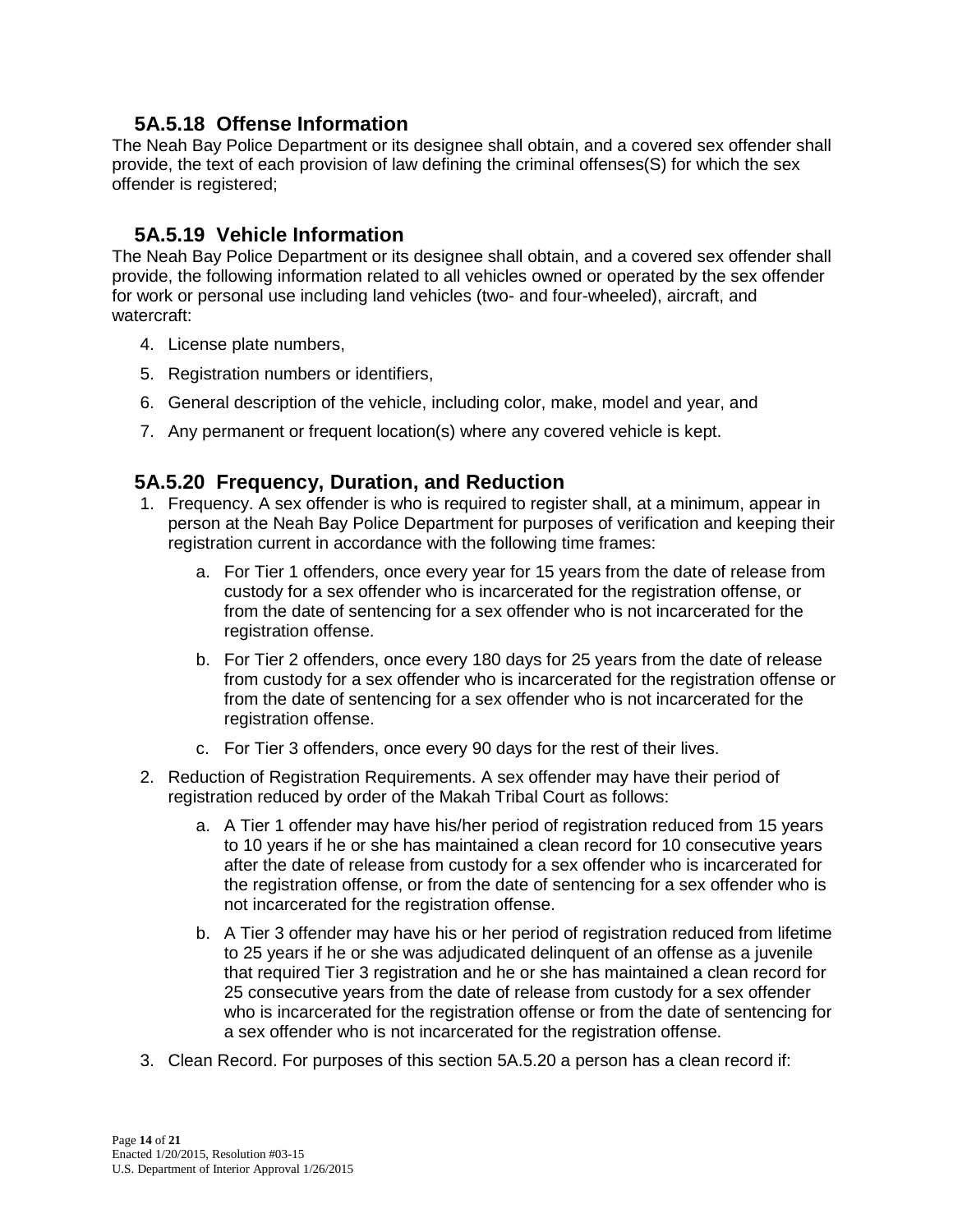### 5A.5.18 Offense Information

The Neah Bay Police Department or its designee shall obtain, and a covered sex offender shall provide, the text of each provision of law defining the criminal offenses(S) for which the sex offender is registered;

### 5A.5.19 Vehicle Information

The Neah Bay Police Department or its designee shall obtain, and a covered sex offender shall provide, the following information related to all vehicles owned or operated by the sex offender for work or personal use including land vehicles (two- and four-wheeled), aircraft, and watercraft:

4. License plate numbers,
5. Registration numbers or identifiers,
6. General description of the vehicle, including color, make, model and year, and
7. Any permanent or frequent location(s) where any covered vehicle is kept.

### 5A.5.20 Frequency, Duration, and Reduction

1. Frequency. A sex offender is who is required to register shall, at a minimum, appear in person at the Neah Bay Police Department for purposes of verification and keeping their registration current in accordance with the following time frames:
    a. For Tier 1 offenders, once every year for 15 years from the date of release from custody for a sex offender who is incarcerated for the registration offense, or from the date of sentencing for a sex offender who is not incarcerated for the registration offense.
    b. For Tier 2 offenders, once every 180 days for 25 years from the date of release from custody for a sex offender who is incarcerated for the registration offense or from the date of sentencing for a sex offender who is not incarcerated for the registration offense.
    c. For Tier 3 offenders, once every 90 days for the rest of their lives.
2. Reduction of Registration Requirements. A sex offender may have their period of registration reduced by order of the Makah Tribal Court as follows:
    a. A Tier 1 offender may have his/her period of registration reduced from 15 years to 10 years if he or she has maintained a clean record for 10 consecutive years after the date of release from custody for a sex offender who is incarcerated for the registration offense, or from the date of sentencing for a sex offender who is not incarcerated for the registration offense.
    b. A Tier 3 offender may have his or her period of registration reduced from lifetime to 25 years if he or she was adjudicated delinquent of an offense as a juvenile that required Tier 3 registration and he or she has maintained a clean record for 25 consecutive years from the date of release from custody for a sex offender who is incarcerated for the registration offense or from the date of sentencing for a sex offender who is not incarcerated for the registration offense.
3. Clean Record. For purposes of this section 5A.5.20 a person has a clean record if:

Enacted 1/20/2015, Resolution #03-15
U.S. Department of Interior Approval 1/26/2015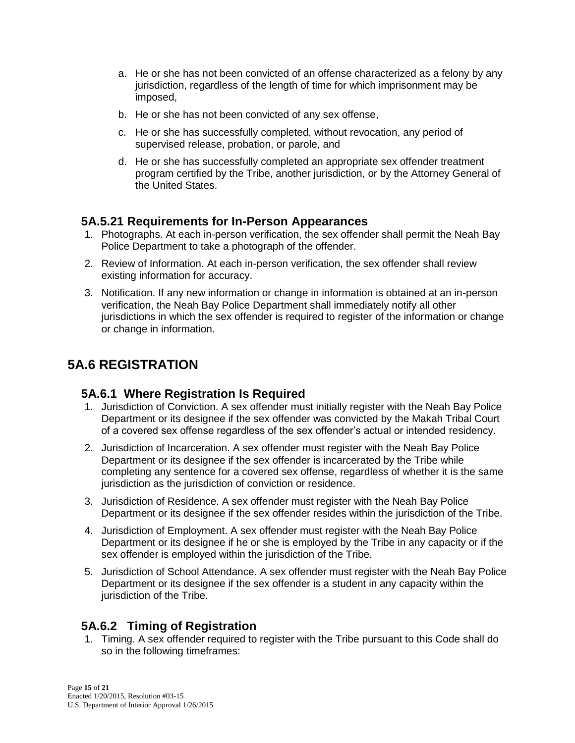a. He or she has not been convicted of an offense characterized as a felony by any jurisdiction, regardless of the length of time for which imprisonment may be imposed,

b. He or she has not been convicted of any sex offense,

c. He or she has successfully completed, without revocation, any period of supervised release, probation, or parole, and

d. He or she has successfully completed an appropriate sex offender treatment program certified by the Tribe, another jurisdiction, or by the Attorney General of the United States.

### 5A.5.21 Requirements for In-Person Appearances

1. Photographs. At each in-person verification, the sex offender shall permit the Neah Bay Police Department to take a photograph of the offender.
2. Review of Information. At each in-person verification, the sex offender shall review existing information for accuracy.
3. Notification. If any new information or change in information is obtained at an in-person verification, the Neah Bay Police Department shall immediately notify all other jurisdictions in which the sex offender is required to register of the information or change or change in information.

## 5A.6 REGISTRATION

### 5A.6.1 Where Registration Is Required

1. Jurisdiction of Conviction. A sex offender must initially register with the Neah Bay Police Department or its designee if the sex offender was convicted by the Makah Tribal Court of a covered sex offense regardless of the sex offender's actual or intended residency.
2. Jurisdiction of Incarceration. A sex offender must register with the Neah Bay Police Department or its designee if the sex offender is incarcerated by the Tribe while completing any sentence for a covered sex offense, regardless of whether it is the same jurisdiction as the jurisdiction of conviction or residence.
3. Jurisdiction of Residence. A sex offender must register with the Neah Bay Police Department or its designee if the sex offender resides within the jurisdiction of the Tribe.
4. Jurisdiction of Employment. A sex offender must register with the Neah Bay Police Department or its designee if he or she is employed by the Tribe in any capacity or if the sex offender is employed within the jurisdiction of the Tribe.
5. Jurisdiction of School Attendance. A sex offender must register with the Neah Bay Police Department or its designee if the sex offender is a student in any capacity within the jurisdiction of the Tribe.

### 5A.6.2 Timing of Registration

1. Timing. A sex offender required to register with the Tribe pursuant to this Code shall do so in the following timeframes: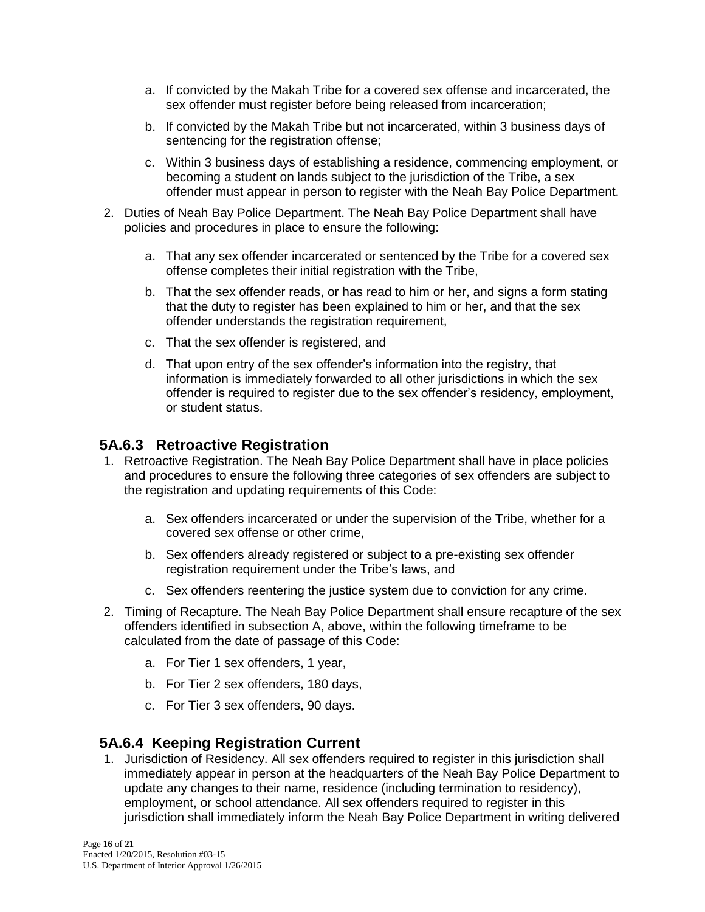a. If convicted by the Makah Tribe for a covered sex offense and incarcerated, the sex offender must register before being released from incarceration;

b. If convicted by the Makah Tribe but not incarcerated, within 3 business days of sentencing for the registration offense;

c. Within 3 business days of establishing a residence, commencing employment, or becoming a student on lands subject to the jurisdiction of the Tribe, a sex offender must appear in person to register with the Neah Bay Police Department.

2. Duties of Neah Bay Police Department. The Neah Bay Police Department shall have policies and procedures in place to ensure the following:

   a. That any sex offender incarcerated or sentenced by the Tribe for a covered sex offense completes their initial registration with the Tribe,

   b. That the sex offender reads, or has read to him or her, and signs a form stating that the duty to register has been explained to him or her, and that the sex offender understands the registration requirement,

   c. That the sex offender is registered, and

   d. That upon entry of the sex offender's information into the registry, that information is immediately forwarded to all other jurisdictions in which the sex offender is required to register due to the sex offender's residency, employment, or student status.

## 5A.6.3 Retroactive Registration

1. Retroactive Registration. The Neah Bay Police Department shall have in place policies and procedures to ensure the following three categories of sex offenders are subject to the registration and updating requirements of this Code:

   a. Sex offenders incarcerated or under the supervision of the Tribe, whether for a covered sex offense or other crime,

   b. Sex offenders already registered or subject to a pre-existing sex offender registration requirement under the Tribe's laws, and

   c. Sex offenders reentering the justice system due to conviction for any crime.

2. Timing of Recapture. The Neah Bay Police Department shall ensure recapture of the sex offenders identified in subsection A, above, within the following timeframe to be calculated from the date of passage of this Code:

   a. For Tier 1 sex offenders, 1 year,

   b. For Tier 2 sex offenders, 180 days,

   c. For Tier 3 sex offenders, 90 days.

## 5A.6.4 Keeping Registration Current

1. Jurisdiction of Residency. All sex offenders required to register in this jurisdiction shall immediately appear in person at the headquarters of the Neah Bay Police Department to update any changes to their name, residence (including termination to residency), employment, or school attendance. All sex offenders required to register in this jurisdiction shall immediately inform the Neah Bay Police Department in writing delivered

Enacted 1/20/2015, Resolution #03-15
U.S. Department of Interior Approval 1/26/2015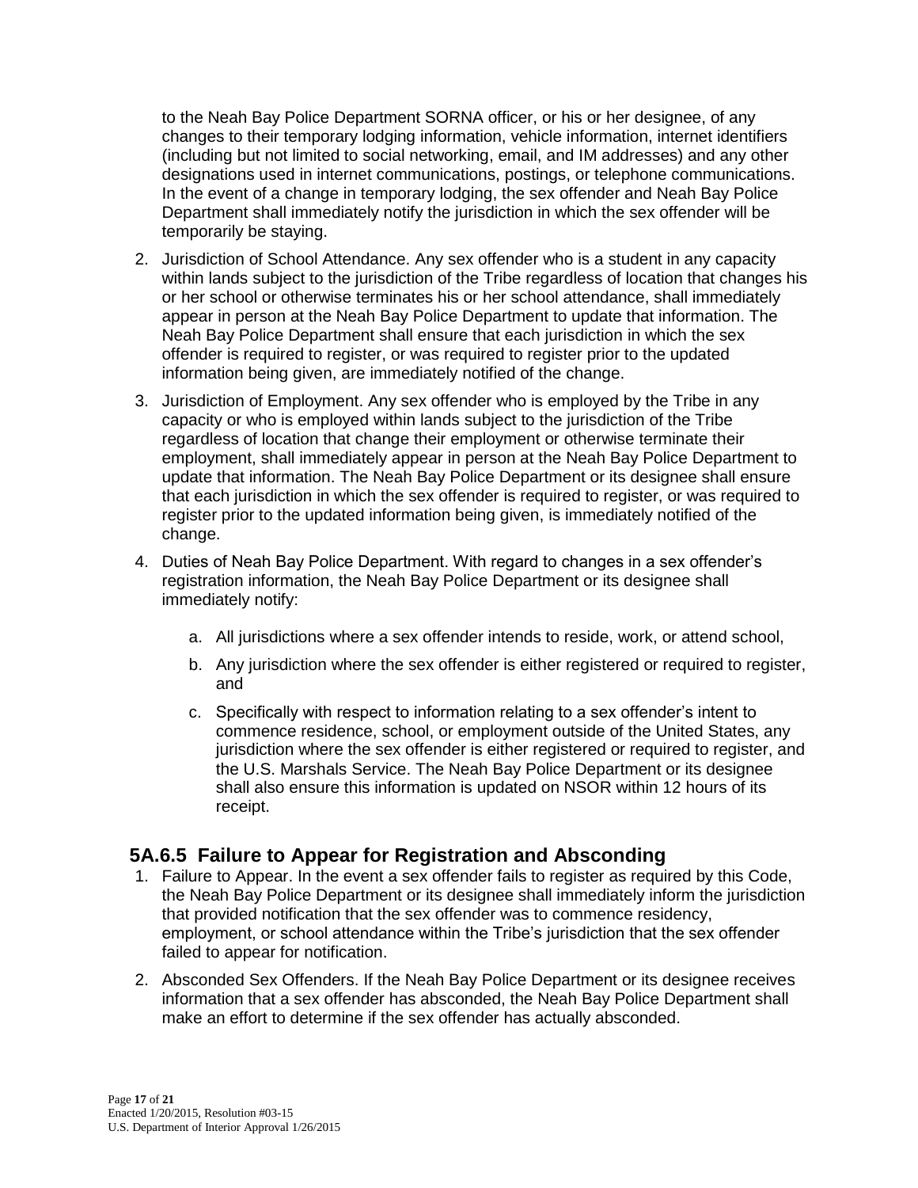to the Neah Bay Police Department SORNA officer, or his or her designee, of any changes to their temporary lodging information, vehicle information, internet identifiers (including but not limited to social networking, email, and IM addresses) and any other designations used in internet communications, postings, or telephone communications. In the event of a change in temporary lodging, the sex offender and Neah Bay Police Department shall immediately notify the jurisdiction in which the sex offender will be temporarily be staying.

2. Jurisdiction of School Attendance. Any sex offender who is a student in any capacity within lands subject to the jurisdiction of the Tribe regardless of location that changes his or her school or otherwise terminates his or her school attendance, shall immediately appear in person at the Neah Bay Police Department to update that information. The Neah Bay Police Department shall ensure that each jurisdiction in which the sex offender is required to register, or was required to register prior to the updated information being given, are immediately notified of the change.

3. Jurisdiction of Employment. Any sex offender who is employed by the Tribe in any capacity or who is employed within lands subject to the jurisdiction of the Tribe regardless of location that change their employment or otherwise terminate their employment, shall immediately appear in person at the Neah Bay Police Department to update that information. The Neah Bay Police Department or its designee shall ensure that each jurisdiction in which the sex offender is required to register, or was required to register prior to the updated information being given, is immediately notified of the change.

4. Duties of Neah Bay Police Department. With regard to changes in a sex offender's registration information, the Neah Bay Police Department or its designee shall immediately notify:

    a. All jurisdictions where a sex offender intends to reside, work, or attend school,

    b. Any jurisdiction where the sex offender is either registered or required to register, and

    c. Specifically with respect to information relating to a sex offender's intent to commence residence, school, or employment outside of the United States, any jurisdiction where the sex offender is either registered or required to register, and the U.S. Marshals Service. The Neah Bay Police Department or its designee shall also ensure this information is updated on NSOR within 12 hours of its receipt.

## 5A.6.5 Failure to Appear for Registration and Absconding

1. Failure to Appear. In the event a sex offender fails to register as required by this Code, the Neah Bay Police Department or its designee shall immediately inform the jurisdiction that provided notification that the sex offender was to commence residency, employment, or school attendance within the Tribe's jurisdiction that the sex offender failed to appear for notification.

2. Absconded Sex Offenders. If the Neah Bay Police Department or its designee receives information that a sex offender has absconded, the Neah Bay Police Department shall make an effort to determine if the sex offender has actually absconded.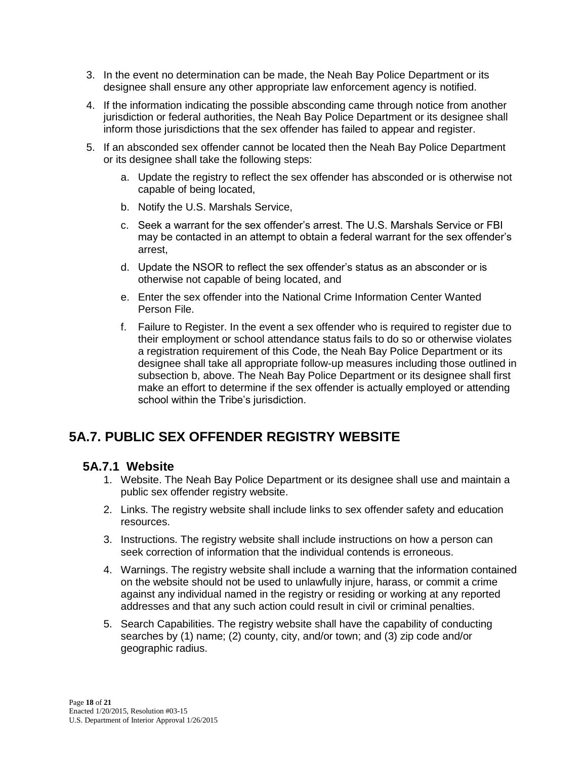3. In the event no determination can be made, the Neah Bay Police Department or its designee shall ensure any other appropriate law enforcement agency is notified.

4. If the information indicating the possible absconding came through notice from another jurisdiction or federal authorities, the Neah Bay Police Department or its designee shall inform those jurisdictions that the sex offender has failed to appear and register.

5. If an absconded sex offender cannot be located then the Neah Bay Police Department or its designee shall take the following steps:

   a. Update the registry to reflect the sex offender has absconded or is otherwise not capable of being located,

   b. Notify the U.S. Marshals Service,

   c. Seek a warrant for the sex offender's arrest. The U.S. Marshals Service or FBI may be contacted in an attempt to obtain a federal warrant for the sex offender's arrest,

   d. Update the NSOR to reflect the sex offender's status as an absconder or is otherwise not capable of being located, and

   e. Enter the sex offender into the National Crime Information Center Wanted Person File.

   f. Failure to Register. In the event a sex offender who is required to register due to their employment or school attendance status fails to do so or otherwise violates a registration requirement of this Code, the Neah Bay Police Department or its designee shall take all appropriate follow-up measures including those outlined in subsection b, above. The Neah Bay Police Department or its designee shall first make an effort to determine if the sex offender is actually employed or attending school within the Tribe's jurisdiction.

## 5A.7. PUBLIC SEX OFFENDER REGISTRY WEBSITE

### 5A.7.1 Website

1. Website. The Neah Bay Police Department or its designee shall use and maintain a public sex offender registry website.

2. Links. The registry website shall include links to sex offender safety and education resources.

3. Instructions. The registry website shall include instructions on how a person can seek correction of information that the individual contends is erroneous.

4. Warnings. The registry website shall include a warning that the information contained on the website should not be used to unlawfully injure, harass, or commit a crime against any individual named in the registry or residing or working at any reported addresses and that any such action could result in civil or criminal penalties.

5. Search Capabilities. The registry website shall have the capability of conducting searches by (1) name; (2) county, city, and/or town; and (3) zip code and/or geographic radius.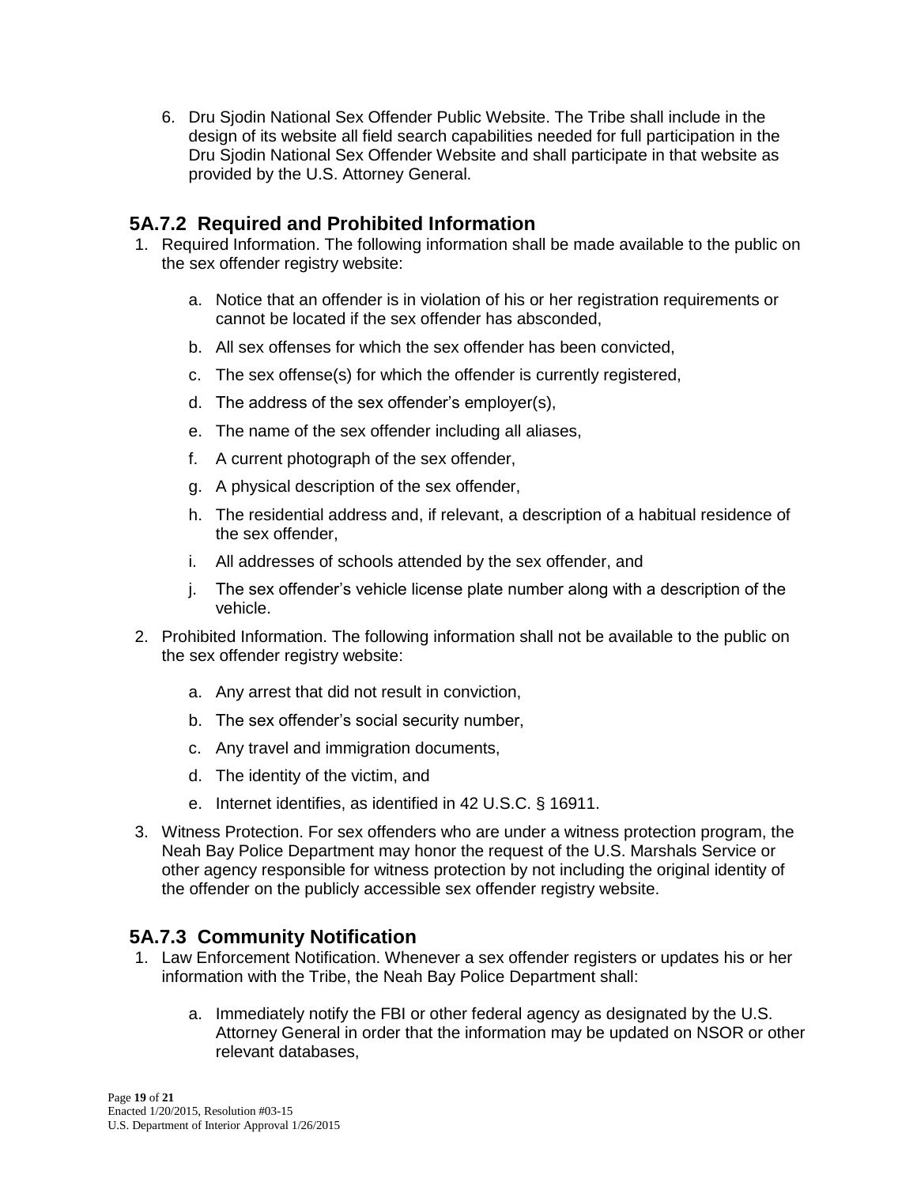6. Dru Sjodin National Sex Offender Public Website. The Tribe shall include in the design of its website all field search capabilities needed for full participation in the Dru Sjodin National Sex Offender Website and shall participate in that website as provided by the U.S. Attorney General.

## 5A.7.2 Required and Prohibited Information

1. Required Information. The following information shall be made available to the public on the sex offender registry website:

    a. Notice that an offender is in violation of his or her registration requirements or cannot be located if the sex offender has absconded,

    b. All sex offenses for which the sex offender has been convicted,

    c. The sex offense(s) for which the offender is currently registered,

    d. The address of the sex offender's employer(s),

    e. The name of the sex offender including all aliases,

    f. A current photograph of the sex offender,

    g. A physical description of the sex offender,

    h. The residential address and, if relevant, a description of a habitual residence of the sex offender,

    i. All addresses of schools attended by the sex offender, and

    j. The sex offender's vehicle license plate number along with a description of the vehicle.

2. Prohibited Information. The following information shall not be available to the public on the sex offender registry website:

    a. Any arrest that did not result in conviction,

    b. The sex offender's social security number,

    c. Any travel and immigration documents,

    d. The identity of the victim, and

    e. Internet identifies, as identified in 42 U.S.C. § 16911.

3. Witness Protection. For sex offenders who are under a witness protection program, the Neah Bay Police Department may honor the request of the U.S. Marshals Service or other agency responsible for witness protection by not including the original identity of the offender on the publicly accessible sex offender registry website.

## 5A.7.3 Community Notification

1. Law Enforcement Notification. Whenever a sex offender registers or updates his or her information with the Tribe, the Neah Bay Police Department shall:

    a. Immediately notify the FBI or other federal agency as designated by the U.S. Attorney General in order that the information may be updated on NSOR or other relevant databases,

Enacted 1/20/2015, Resolution #03-15
U.S. Department of Interior Approval 1/26/2015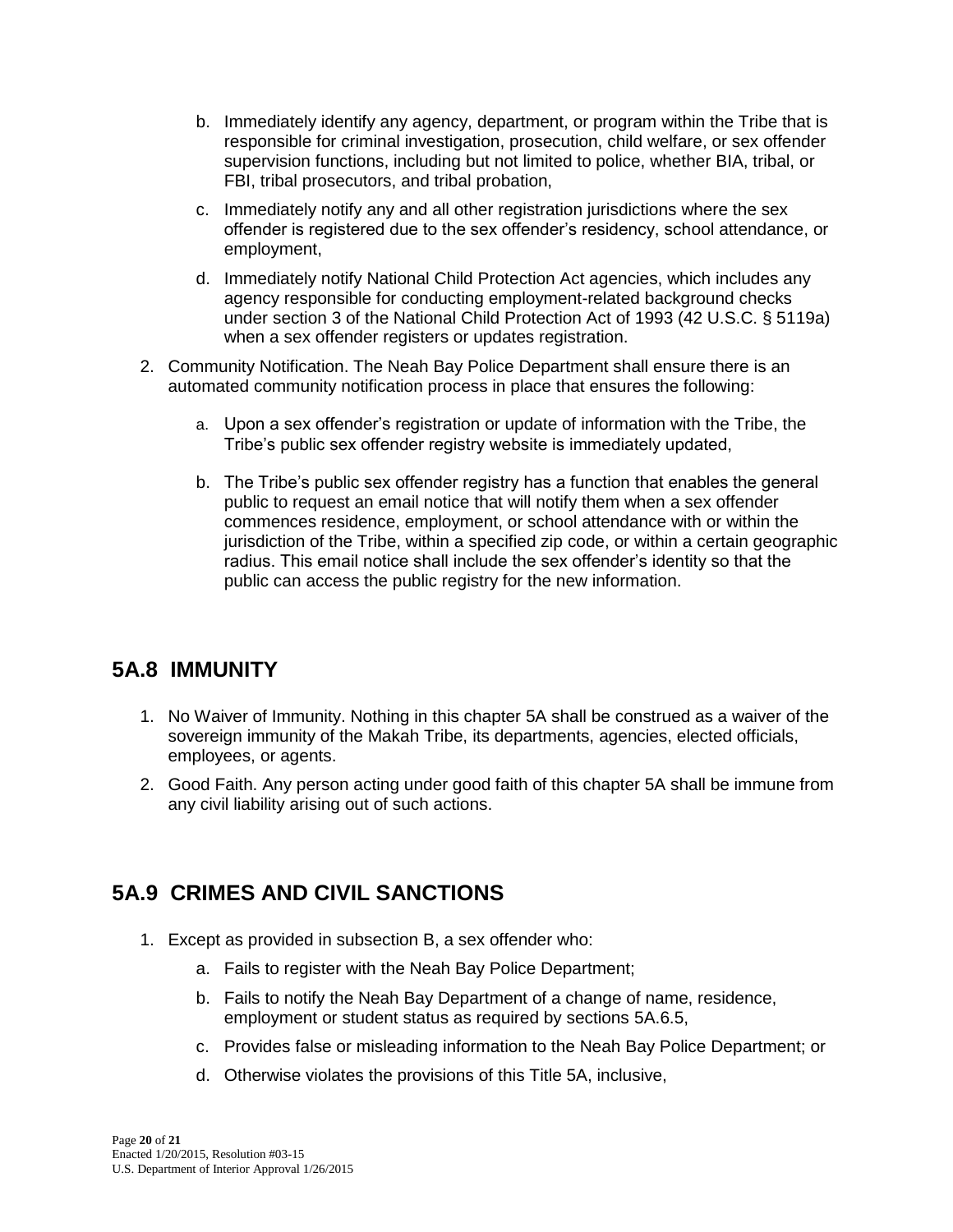b. Immediately identify any agency, department, or program within the Tribe that is responsible for criminal investigation, prosecution, child welfare, or sex offender supervision functions, including but not limited to police, whether BIA, tribal, or FBI, tribal prosecutors, and tribal probation,

c. Immediately notify any and all other registration jurisdictions where the sex offender is registered due to the sex offender's residency, school attendance, or employment,

d. Immediately notify National Child Protection Act agencies, which includes any agency responsible for conducting employment-related background checks under section 3 of the National Child Protection Act of 1993 (42 U.S.C. § 5119a) when a sex offender registers or updates registration.

2. Community Notification. The Neah Bay Police Department shall ensure there is an automated community notification process in place that ensures the following:

   a. Upon a sex offender's registration or update of information with the Tribe, the Tribe's public sex offender registry website is immediately updated,

   b. The Tribe's public sex offender registry has a function that enables the general public to request an email notice that will notify them when a sex offender commences residence, employment, or school attendance with or within the jurisdiction of the Tribe, within a specified zip code, or within a certain geographic radius. This email notice shall include the sex offender's identity so that the public can access the public registry for the new information.

## 5A.8 IMMUNITY

1. No Waiver of Immunity. Nothing in this chapter 5A shall be construed as a waiver of the sovereign immunity of the Makah Tribe, its departments, agencies, elected officials, employees, or agents.

2. Good Faith. Any person acting under good faith of this chapter 5A shall be immune from any civil liability arising out of such actions.

## 5A.9 CRIMES AND CIVIL SANCTIONS

1. Except as provided in subsection B, a sex offender who:

   a. Fails to register with the Neah Bay Police Department;

   b. Fails to notify the Neah Bay Department of a change of name, residence, employment or student status as required by sections 5A.6.5,

   c. Provides false or misleading information to the Neah Bay Police Department; or

   d. Otherwise violates the provisions of this Title 5A, inclusive,

Enacted 1/20/2015, Resolution #03-15
U.S. Department of Interior Approval 1/26/2015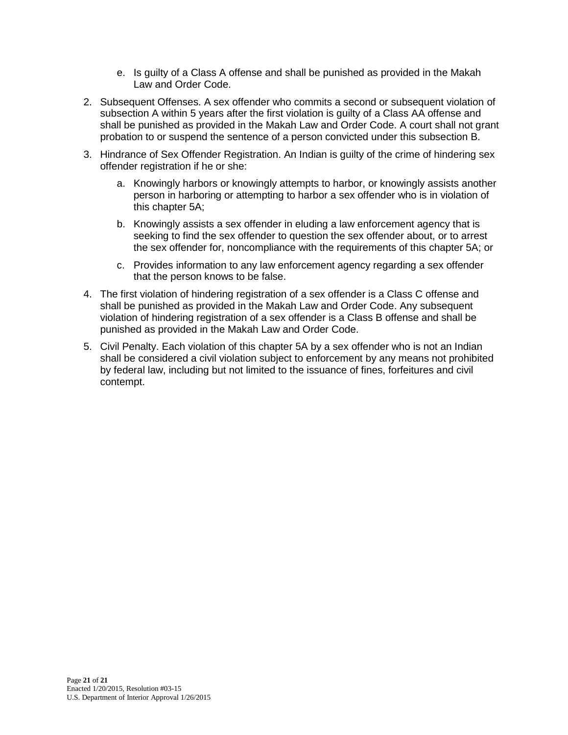e. Is guilty of a Class A offense and shall be punished as provided in the Makah Law and Order Code.

2. Subsequent Offenses. A sex offender who commits a second or subsequent violation of subsection A within 5 years after the first violation is guilty of a Class AA offense and shall be punished as provided in the Makah Law and Order Code. A court shall not grant probation to or suspend the sentence of a person convicted under this subsection B.

3. Hindrance of Sex Offender Registration. An Indian is guilty of the crime of hindering sex offender registration if he or she:

   a. Knowingly harbors or knowingly attempts to harbor, or knowingly assists another person in harboring or attempting to harbor a sex offender who is in violation of this chapter 5A;

   b. Knowingly assists a sex offender in eluding a law enforcement agency that is seeking to find the sex offender to question the sex offender about, or to arrest the sex offender for, noncompliance with the requirements of this chapter 5A; or

   c. Provides information to any law enforcement agency regarding a sex offender that the person knows to be false.

4. The first violation of hindering registration of a sex offender is a Class C offense and shall be punished as provided in the Makah Law and Order Code. Any subsequent violation of hindering registration of a sex offender is a Class B offense and shall be punished as provided in the Makah Law and Order Code.

5. Civil Penalty. Each violation of this chapter 5A by a sex offender who is not an Indian shall be considered a civil violation subject to enforcement by any means not prohibited by federal law, including but not limited to the issuance of fines, forfeitures and civil contempt.

Enacted 1/20/2015, Resolution #03-15
U.S. Department of Interior Approval 1/26/2015